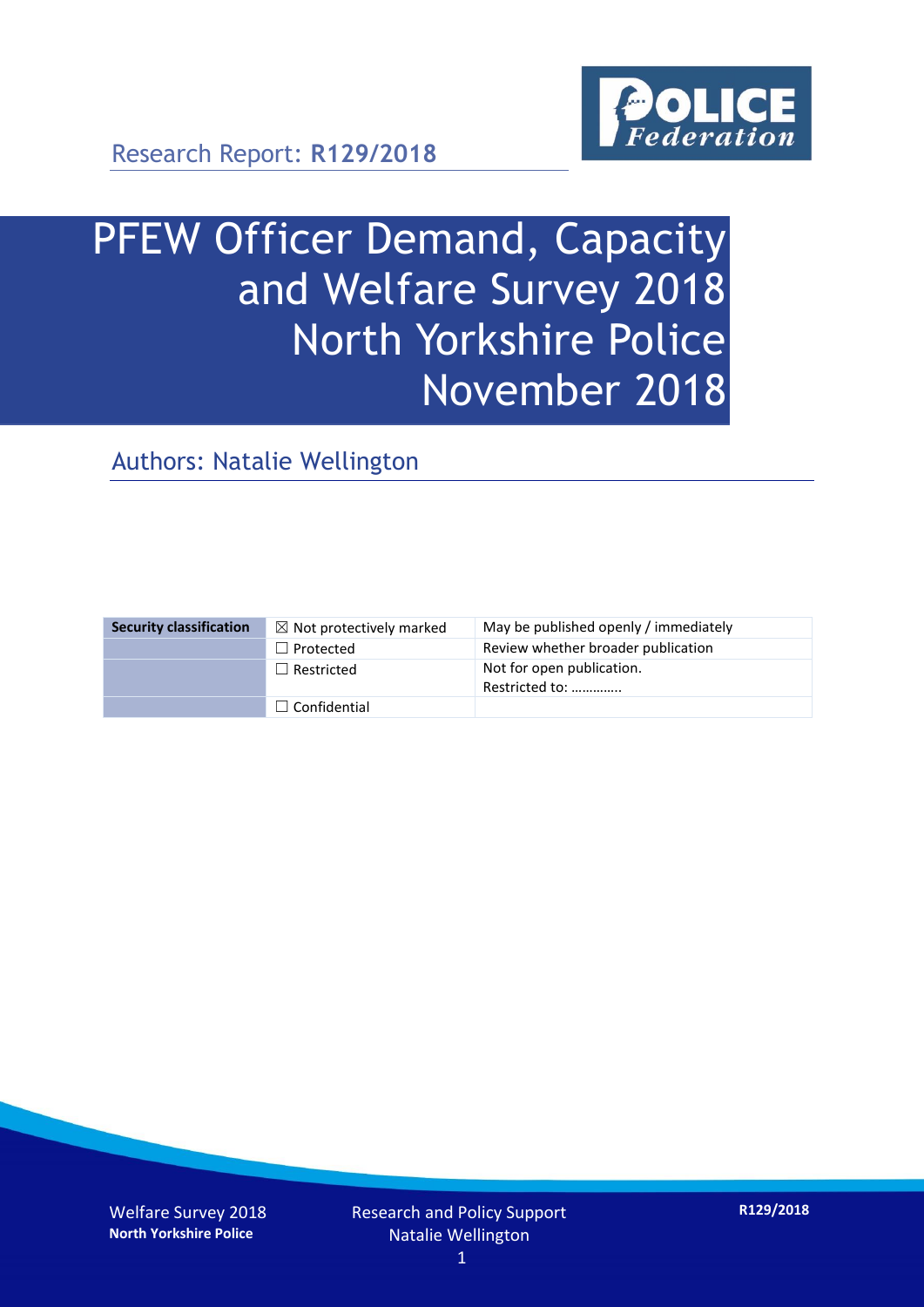Research Report: **R129/2018**

# PFEW Officer Demand, Capacity and Welfare Survey 2018 North Yorkshire Police November 2018

## Authors: Natalie Wellington

| **Security classification** | ☒ Not protectively marked | May be published openly / immediately |
|---|---|---|
| | ☐ Protected | Review whether broader publication |
| | ☐ Restricted | Not for open publication. Restricted to: ………….. |
| | ☐ Confidential | |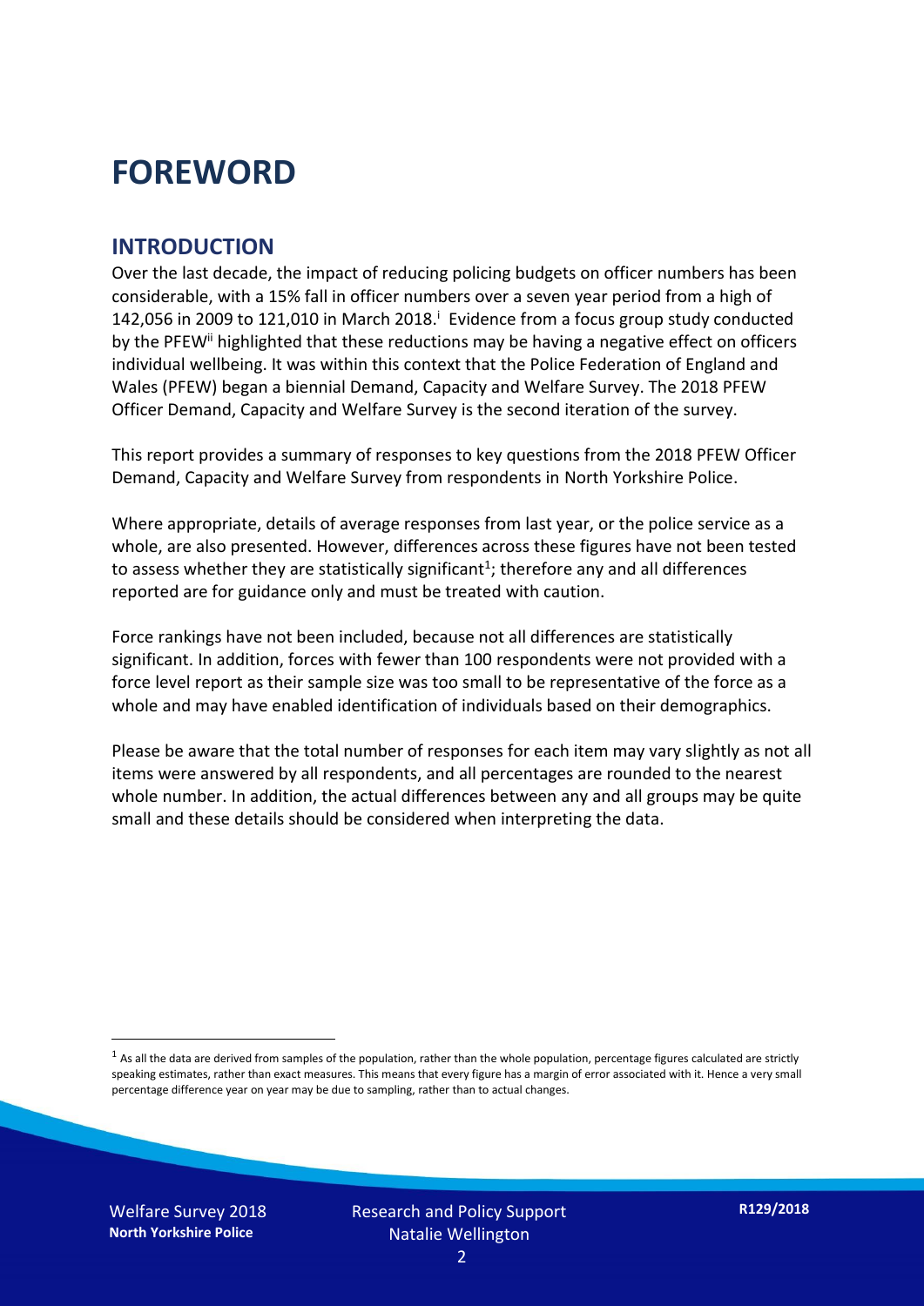# FOREWORD

## INTRODUCTION

Over the last decade, the impact of reducing policing budgets on officer numbers has been considerable, with a 15% fall in officer numbers over a seven year period from a high of 142,056 in 2009 to 121,010 in March 2018.[i] Evidence from a focus group study conducted by the PFEW[ii] highlighted that these reductions may be having a negative effect on officers individual wellbeing. It was within this context that the Police Federation of England and Wales (PFEW) began a biennial Demand, Capacity and Welfare Survey. The 2018 PFEW Officer Demand, Capacity and Welfare Survey is the second iteration of the survey.

This report provides a summary of responses to key questions from the 2018 PFEW Officer Demand, Capacity and Welfare Survey from respondents in North Yorkshire Police.

Where appropriate, details of average responses from last year, or the police service as a whole, are also presented. However, differences across these figures have not been tested to assess whether they are statistically significant[1]; therefore any and all differences reported are for guidance only and must be treated with caution.

Force rankings have not been included, because not all differences are statistically significant. In addition, forces with fewer than 100 respondents were not provided with a force level report as their sample size was too small to be representative of the force as a whole and may have enabled identification of individuals based on their demographics.

Please be aware that the total number of responses for each item may vary slightly as not all items were answered by all respondents, and all percentages are rounded to the nearest whole number. In addition, the actual differences between any and all groups may be quite small and these details should be considered when interpreting the data.

[1] As all the data are derived from samples of the population, rather than the whole population, percentage figures calculated are strictly speaking estimates, rather than exact measures. This means that every figure has a margin of error associated with it. Hence a very small percentage difference year on year may be due to sampling, rather than to actual changes.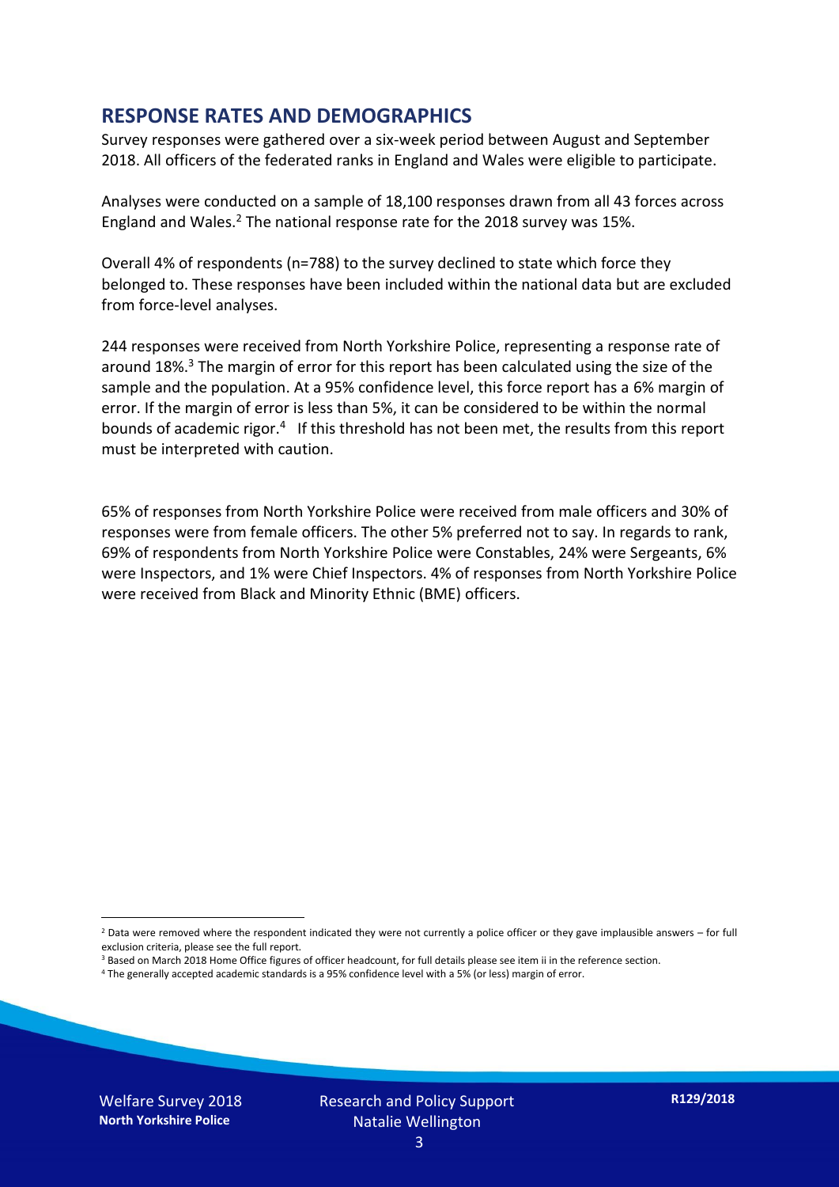## RESPONSE RATES AND DEMOGRAPHICS

Survey responses were gathered over a six-week period between August and September 2018. All officers of the federated ranks in England and Wales were eligible to participate.

Analyses were conducted on a sample of 18,100 responses drawn from all 43 forces across England and Wales.[2] The national response rate for the 2018 survey was 15%.

Overall 4% of respondents (n=788) to the survey declined to state which force they belonged to. These responses have been included within the national data but are excluded from force-level analyses.

244 responses were received from North Yorkshire Police, representing a response rate of around 18%.[3] The margin of error for this report has been calculated using the size of the sample and the population. At a 95% confidence level, this force report has a 6% margin of error. If the margin of error is less than 5%, it can be considered to be within the normal bounds of academic rigor.[4] If this threshold has not been met, the results from this report must be interpreted with caution.

65% of responses from North Yorkshire Police were received from male officers and 30% of responses were from female officers. The other 5% preferred not to say. In regards to rank, 69% of respondents from North Yorkshire Police were Constables, 24% were Sergeants, 6% were Inspectors, and 1% were Chief Inspectors. 4% of responses from North Yorkshire Police were received from Black and Minority Ethnic (BME) officers.

[2] Data were removed where the respondent indicated they were not currently a police officer or they gave implausible answers – for full exclusion criteria, please see the full report.

[3] Based on March 2018 Home Office figures of officer headcount, for full details please see item ii in the reference section.

[4] The generally accepted academic standards is a 95% confidence level with a 5% (or less) margin of error.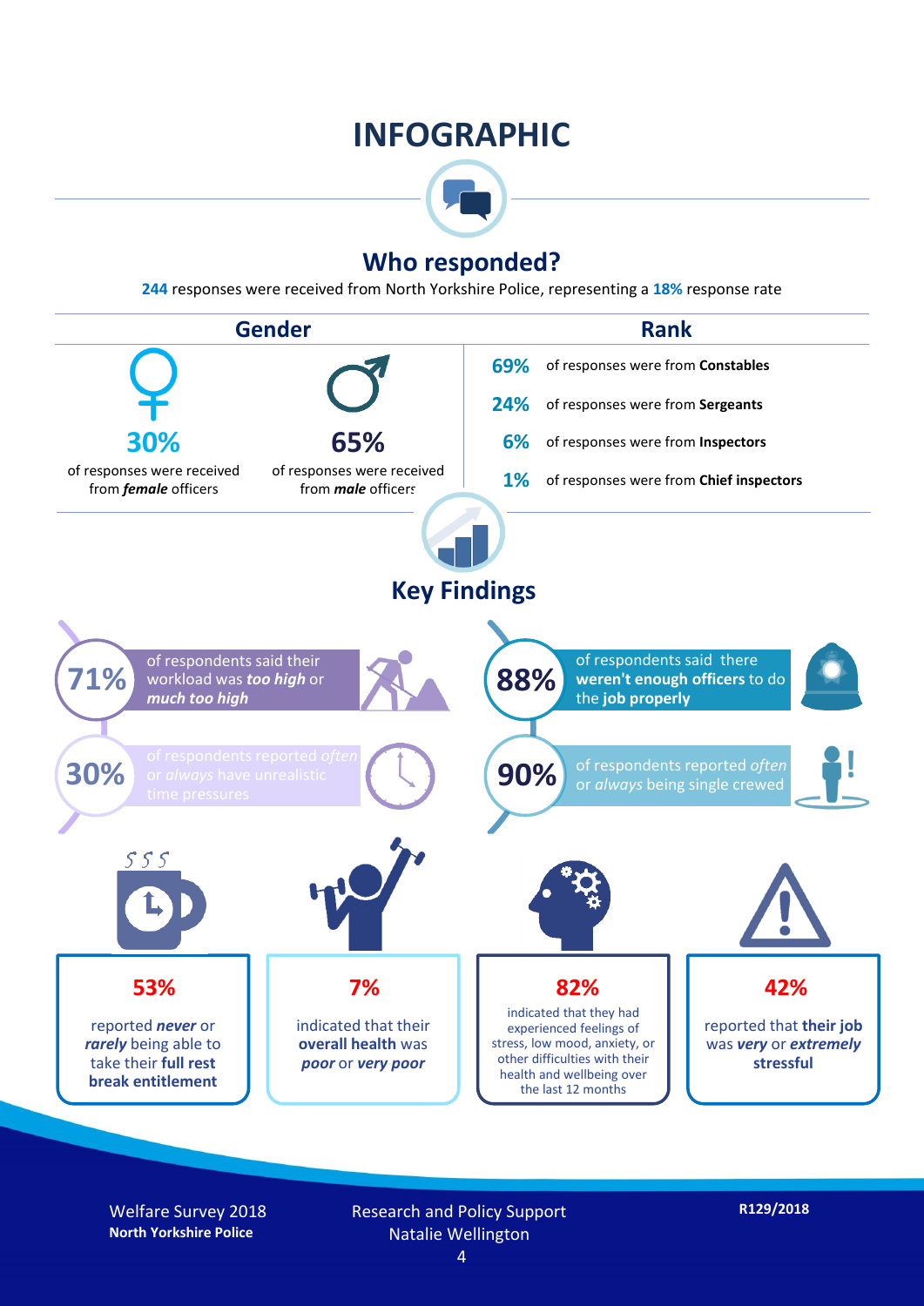# INFOGRAPHIC

## Who responded?

**244** responses were received from North Yorkshire Police, representing a **18%** response rate

### Gender

**30%** of responses were received from ***female*** officers

**65%** of responses were received from ***male*** officers

### Rank

**69%** of responses were from **Constables**

**24%** of responses were from **Sergeants**

**6%** of responses were from **Inspectors**

**1%** of responses were from **Chief inspectors**

## Key Findings

**71%** of respondents said their workload was ***too high*** or ***much too high***

**30%** of respondents reported *often* or *always* have unrealistic time pressures

**88%** of respondents said there **weren't enough officers** to do the **job properly**

**90%** of respondents reported *often* or *always* being single crewed

**53%** reported ***never*** or ***rarely*** being able to take their **full rest break entitlement**

**7%** indicated that their **overall health** was ***poor*** or ***very poor***

**82%** indicated that they had experienced feelings of stress, low mood, anxiety, or other difficulties with their health and wellbeing over the last 12 months

**42%** reported that **their job** was ***very*** or ***extremely*** **stressful**

Welfare Survey 2018
**North Yorkshire Police**

Research and Policy Support
Natalie Wellington

**R129/2018**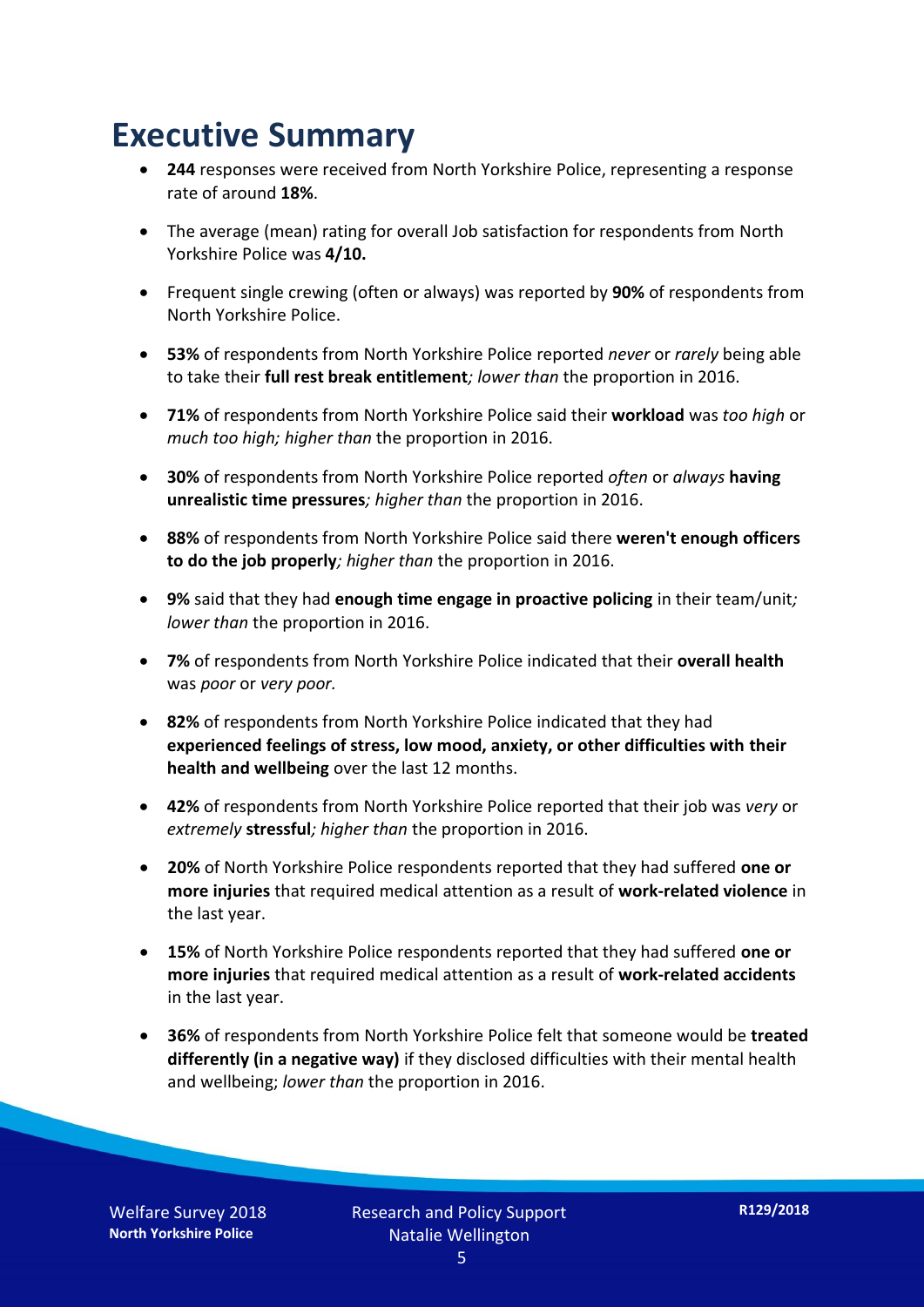# Executive Summary

- **244** responses were received from North Yorkshire Police, representing a response rate of around **18%**.
- The average (mean) rating for overall Job satisfaction for respondents from North Yorkshire Police was **4/10.**
- Frequent single crewing (often or always) was reported by **90%** of respondents from North Yorkshire Police.
- **53%** of respondents from North Yorkshire Police reported *never* or *rarely* being able to take their **full rest break entitlement***; lower than* the proportion in 2016.
- **71%** of respondents from North Yorkshire Police said their **workload** was *too high* or *much too high; higher than* the proportion in 2016.
- **30%** of respondents from North Yorkshire Police reported *often* or *always* **having unrealistic time pressures***; higher than* the proportion in 2016.
- **88%** of respondents from North Yorkshire Police said there **weren't enough officers to do the job properly***; higher than* the proportion in 2016.
- **9%** said that they had **enough time engage in proactive policing** in their team/unit*; lower than* the proportion in 2016.
- **7%** of respondents from North Yorkshire Police indicated that their **overall health** was *poor* or *very poor.*
- **82%** of respondents from North Yorkshire Police indicated that they had **experienced feelings of stress, low mood, anxiety, or other difficulties with their health and wellbeing** over the last 12 months.
- **42%** of respondents from North Yorkshire Police reported that their job was *very* or *extremely* **stressful***; higher than* the proportion in 2016.
- **20%** of North Yorkshire Police respondents reported that they had suffered **one or more injuries** that required medical attention as a result of **work-related violence** in the last year.
- **15%** of North Yorkshire Police respondents reported that they had suffered **one or more injuries** that required medical attention as a result of **work-related accidents** in the last year.
- **36%** of respondents from North Yorkshire Police felt that someone would be **treated differently (in a negative way)** if they disclosed difficulties with their mental health and wellbeing; *lower than* the proportion in 2016.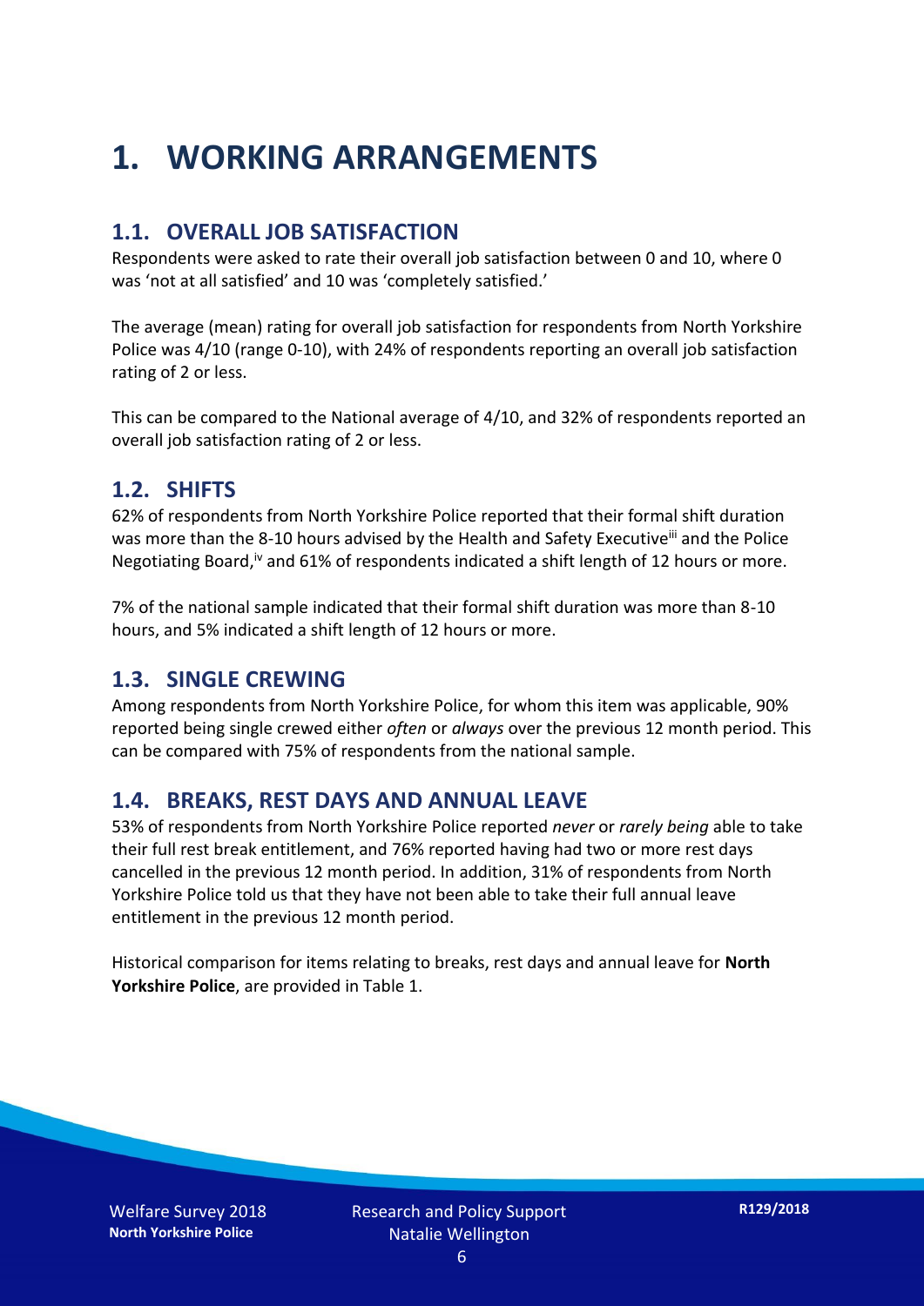# 1. WORKING ARRANGEMENTS

## 1.1. OVERALL JOB SATISFACTION

Respondents were asked to rate their overall job satisfaction between 0 and 10, where 0 was 'not at all satisfied' and 10 was 'completely satisfied.'

The average (mean) rating for overall job satisfaction for respondents from North Yorkshire Police was 4/10 (range 0-10), with 24% of respondents reporting an overall job satisfaction rating of 2 or less.

This can be compared to the National average of 4/10, and 32% of respondents reported an overall job satisfaction rating of 2 or less.

## 1.2. SHIFTS

62% of respondents from North Yorkshire Police reported that their formal shift duration was more than the 8-10 hours advised by the Health and Safety Executive[iii] and the Police Negotiating Board,[iv] and 61% of respondents indicated a shift length of 12 hours or more.

7% of the national sample indicated that their formal shift duration was more than 8-10 hours, and 5% indicated a shift length of 12 hours or more.

## 1.3. SINGLE CREWING

Among respondents from North Yorkshire Police, for whom this item was applicable, 90% reported being single crewed either *often* or *always* over the previous 12 month period. This can be compared with 75% of respondents from the national sample.

## 1.4. BREAKS, REST DAYS AND ANNUAL LEAVE

53% of respondents from North Yorkshire Police reported *never* or *rarely being* able to take their full rest break entitlement, and 76% reported having had two or more rest days cancelled in the previous 12 month period. In addition, 31% of respondents from North Yorkshire Police told us that they have not been able to take their full annual leave entitlement in the previous 12 month period.

Historical comparison for items relating to breaks, rest days and annual leave for **North Yorkshire Police**, are provided in Table 1.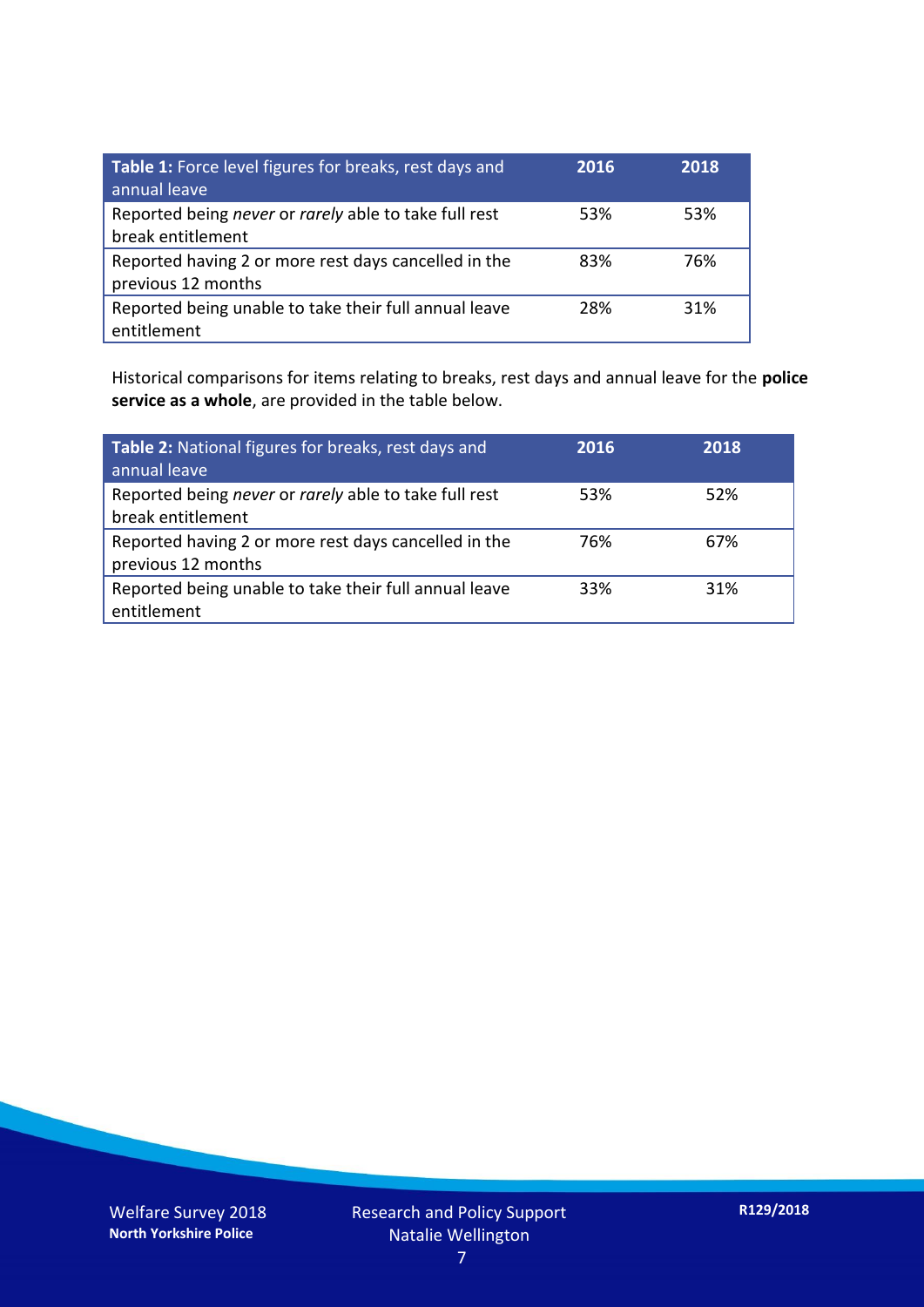| **Table 1:** Force level figures for breaks, rest days and annual leave | **2016** | **2018** |
|---|---|---|
| Reported being *never* or *rarely* able to take full rest break entitlement | 53% | 53% |
| Reported having 2 or more rest days cancelled in the previous 12 months | 83% | 76% |
| Reported being unable to take their full annual leave entitlement | 28% | 31% |

Historical comparisons for items relating to breaks, rest days and annual leave for the **police service as a whole**, are provided in the table below.

| **Table 2:** National figures for breaks, rest days and annual leave | **2016** | **2018** |
|---|---|---|
| Reported being *never* or *rarely* able to take full rest break entitlement | 53% | 52% |
| Reported having 2 or more rest days cancelled in the previous 12 months | 76% | 67% |
| Reported being unable to take their full annual leave entitlement | 33% | 31% |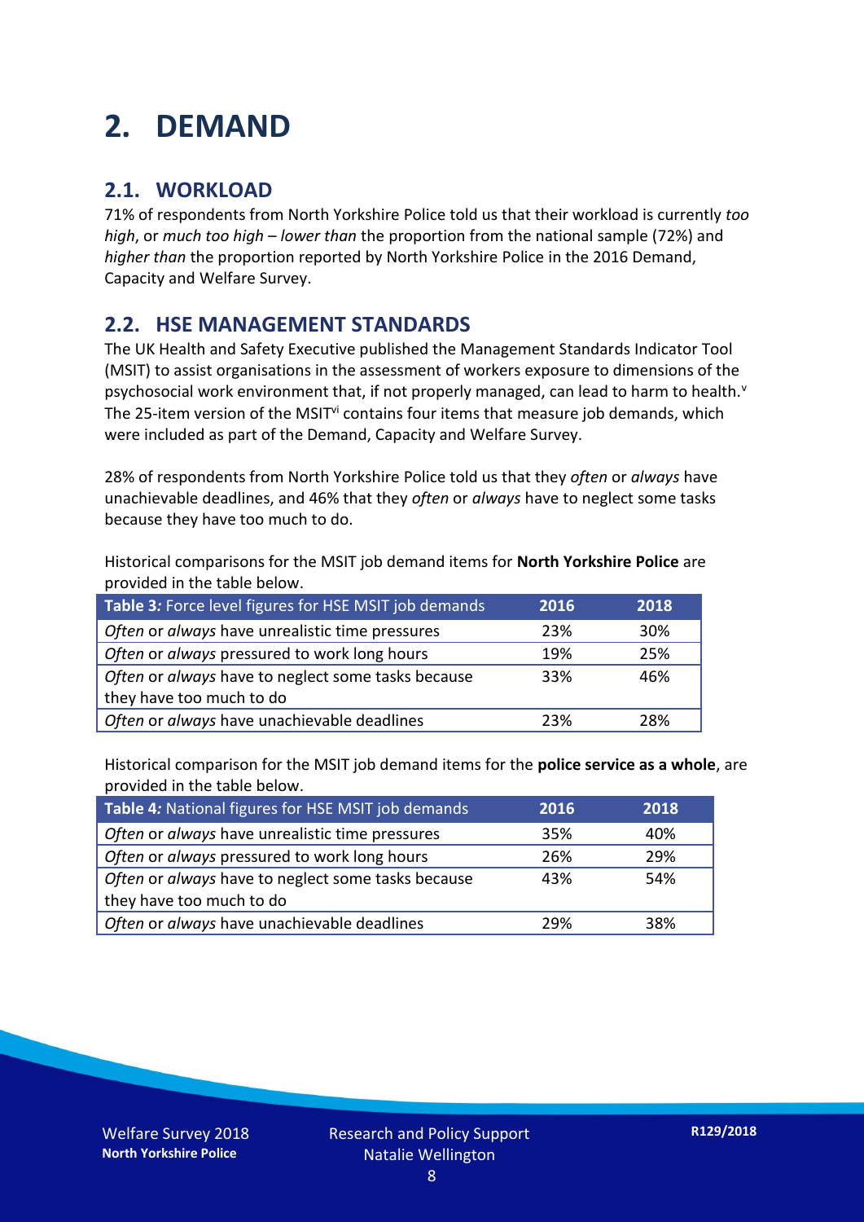# 2. DEMAND

## 2.1. WORKLOAD

71% of respondents from North Yorkshire Police told us that their workload is currently *too high*, or *much too high* – *lower than* the proportion from the national sample (72%) and *higher than* the proportion reported by North Yorkshire Police in the 2016 Demand, Capacity and Welfare Survey.

## 2.2. HSE MANAGEMENT STANDARDS

The UK Health and Safety Executive published the Management Standards Indicator Tool (MSIT) to assist organisations in the assessment of workers exposure to dimensions of the psychosocial work environment that, if not properly managed, can lead to harm to health.[v] The 25-item version of the MSIT[vi] contains four items that measure job demands, which were included as part of the Demand, Capacity and Welfare Survey.

28% of respondents from North Yorkshire Police told us that they *often* or *always* have unachievable deadlines, and 46% that they *often* or *always* have to neglect some tasks because they have too much to do.

Historical comparisons for the MSIT job demand items for **North Yorkshire Police** are provided in the table below.

| *Table 3:* Force level figures for HSE MSIT job demands | 2016 | 2018 |
|---|---|---|
| *Often* or *always* have unrealistic time pressures | 23% | 30% |
| *Often* or *always* pressured to work long hours | 19% | 25% |
| *Often* or *always* have to neglect some tasks because they have too much to do | 33% | 46% |
| *Often* or *always* have unachievable deadlines | 23% | 28% |

Historical comparison for the MSIT job demand items for the **police service as a whole**, are provided in the table below.

| *Table 4:* National figures for HSE MSIT job demands | 2016 | 2018 |
|---|---|---|
| *Often* or *always* have unrealistic time pressures | 35% | 40% |
| *Often* or *always* pressured to work long hours | 26% | 29% |
| *Often* or *always* have to neglect some tasks because they have too much to do | 43% | 54% |
| *Often* or *always* have unachievable deadlines | 29% | 38% |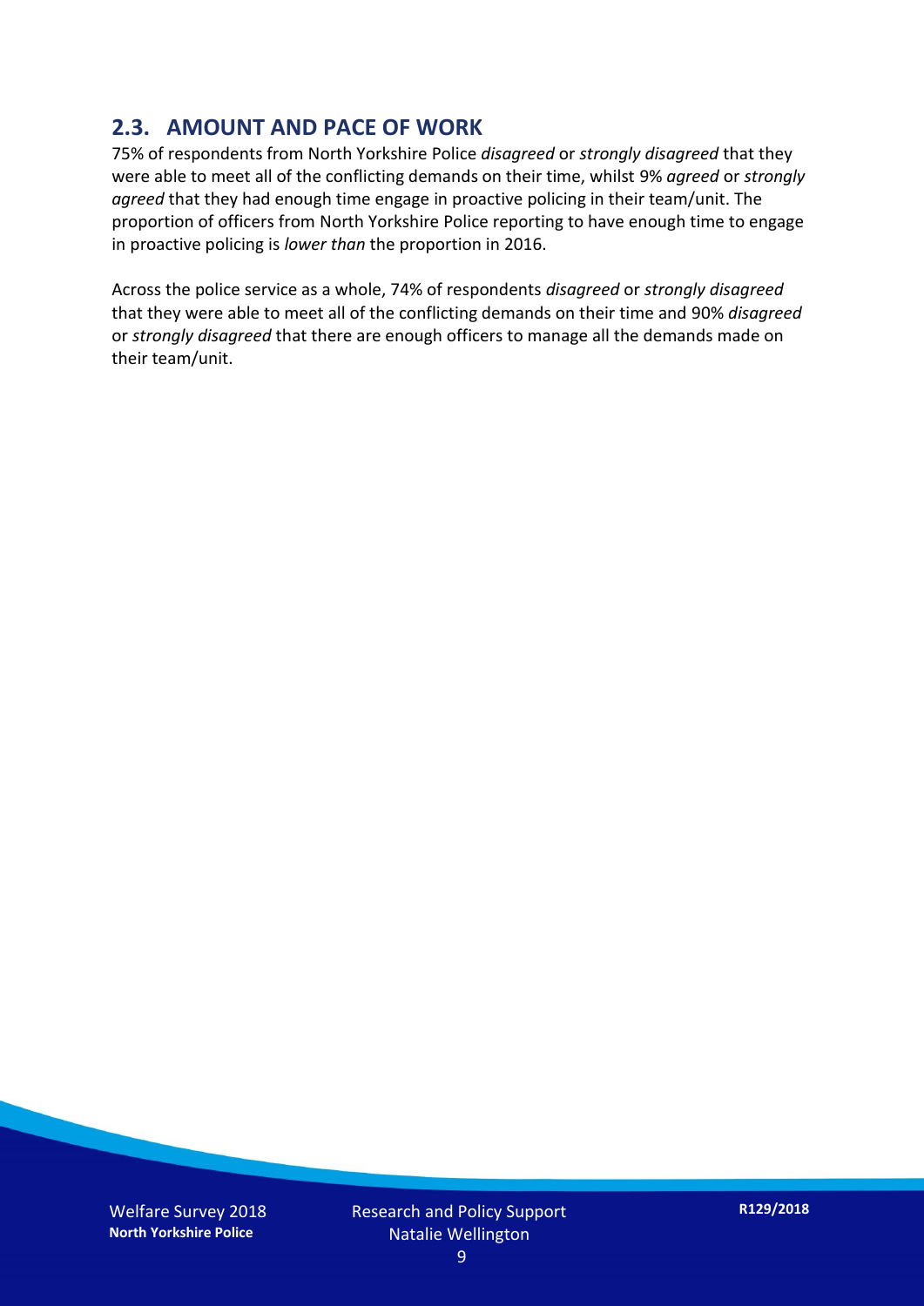## 2.3. AMOUNT AND PACE OF WORK

75% of respondents from North Yorkshire Police *disagreed* or *strongly disagreed* that they were able to meet all of the conflicting demands on their time, whilst 9% *agreed* or *strongly agreed* that they had enough time engage in proactive policing in their team/unit. The proportion of officers from North Yorkshire Police reporting to have enough time to engage in proactive policing is *lower than* the proportion in 2016.

Across the police service as a whole, 74% of respondents *disagreed* or *strongly disagreed* that they were able to meet all of the conflicting demands on their time and 90% *disagreed* or *strongly disagreed* that there are enough officers to manage all the demands made on their team/unit.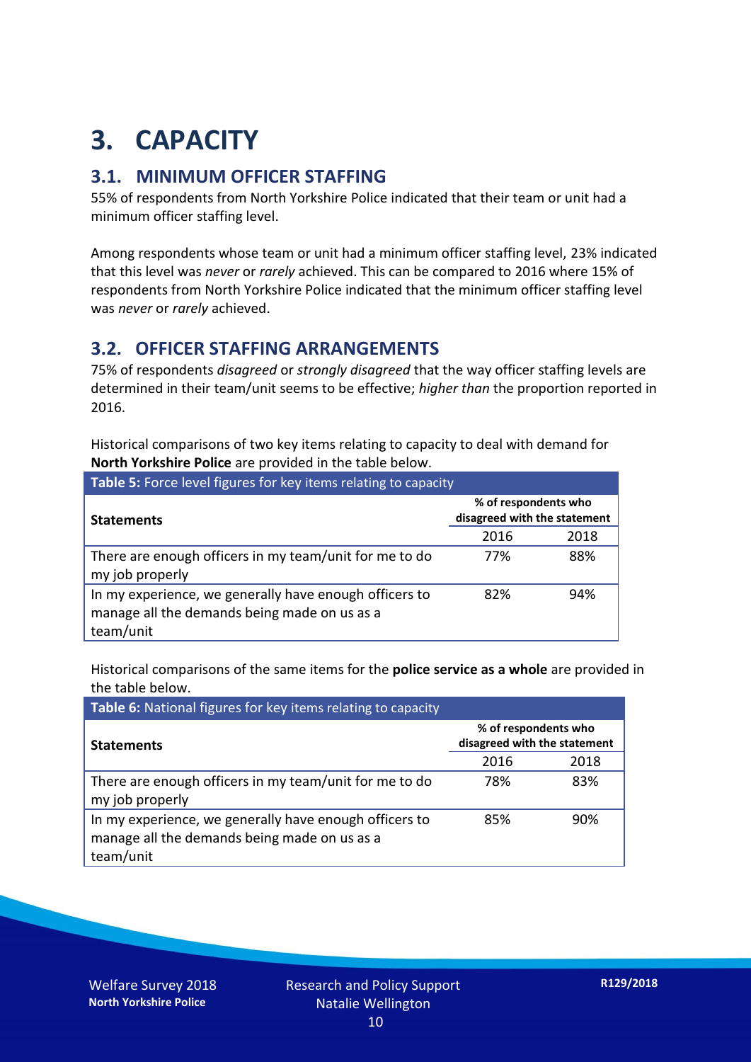# 3. CAPACITY

## 3.1. MINIMUM OFFICER STAFFING

55% of respondents from North Yorkshire Police indicated that their team or unit had a minimum officer staffing level.

Among respondents whose team or unit had a minimum officer staffing level, 23% indicated that this level was *never* or *rarely* achieved. This can be compared to 2016 where 15% of respondents from North Yorkshire Police indicated that the minimum officer staffing level was *never* or *rarely* achieved.

## 3.2. OFFICER STAFFING ARRANGEMENTS

75% of respondents *disagreed* or *strongly disagreed* that the way officer staffing levels are determined in their team/unit seems to be effective; *higher than* the proportion reported in 2016.

Historical comparisons of two key items relating to capacity to deal with demand for **North Yorkshire Police** are provided in the table below.

**Table 5:** Force level figures for key items relating to capacity

| Statements | % of respondents who disagreed with the statement | |
|---|---|---|
| | 2016 | 2018 |
| There are enough officers in my team/unit for me to do my job properly | 77% | 88% |
| In my experience, we generally have enough officers to manage all the demands being made on us as a team/unit | 82% | 94% |

Historical comparisons of the same items for the **police service as a whole** are provided in the table below.

**Table 6:** National figures for key items relating to capacity

| Statements | % of respondents who disagreed with the statement | |
|---|---|---|
| | 2016 | 2018 |
| There are enough officers in my team/unit for me to do my job properly | 78% | 83% |
| In my experience, we generally have enough officers to manage all the demands being made on us as a team/unit | 85% | 90% |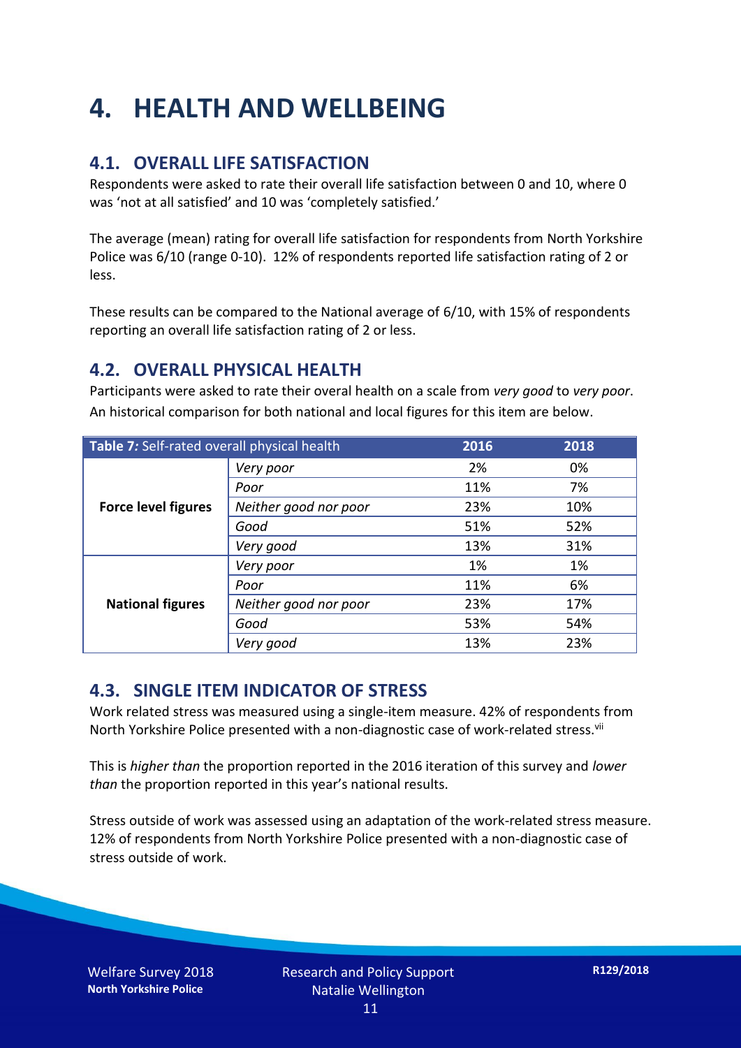# 4. HEALTH AND WELLBEING

## 4.1. OVERALL LIFE SATISFACTION

Respondents were asked to rate their overall life satisfaction between 0 and 10, where 0 was 'not at all satisfied' and 10 was 'completely satisfied.'

The average (mean) rating for overall life satisfaction for respondents from North Yorkshire Police was 6/10 (range 0-10). 12% of respondents reported life satisfaction rating of 2 or less.

These results can be compared to the National average of 6/10, with 15% of respondents reporting an overall life satisfaction rating of 2 or less.

## 4.2. OVERALL PHYSICAL HEALTH

Participants were asked to rate their overal health on a scale from *very good* to *very poor*. An historical comparison for both national and local figures for this item are below.

| **Table 7:** Self-rated overall physical health | | 2016 | 2018 |
|---|---|---|---|
| **Force level figures** | *Very poor* | 2% | 0% |
| | *Poor* | 11% | 7% |
| | *Neither good nor poor* | 23% | 10% |
| | *Good* | 51% | 52% |
| | *Very good* | 13% | 31% |
| **National figures** | *Very poor* | 1% | 1% |
| | *Poor* | 11% | 6% |
| | *Neither good nor poor* | 23% | 17% |
| | *Good* | 53% | 54% |
| | *Very good* | 13% | 23% |

## 4.3. SINGLE ITEM INDICATOR OF STRESS

Work related stress was measured using a single-item measure. 42% of respondents from North Yorkshire Police presented with a non-diagnostic case of work-related stress.[vii]

This is *higher than* the proportion reported in the 2016 iteration of this survey and *lower than* the proportion reported in this year's national results.

Stress outside of work was assessed using an adaptation of the work-related stress measure. 12% of respondents from North Yorkshire Police presented with a non-diagnostic case of stress outside of work.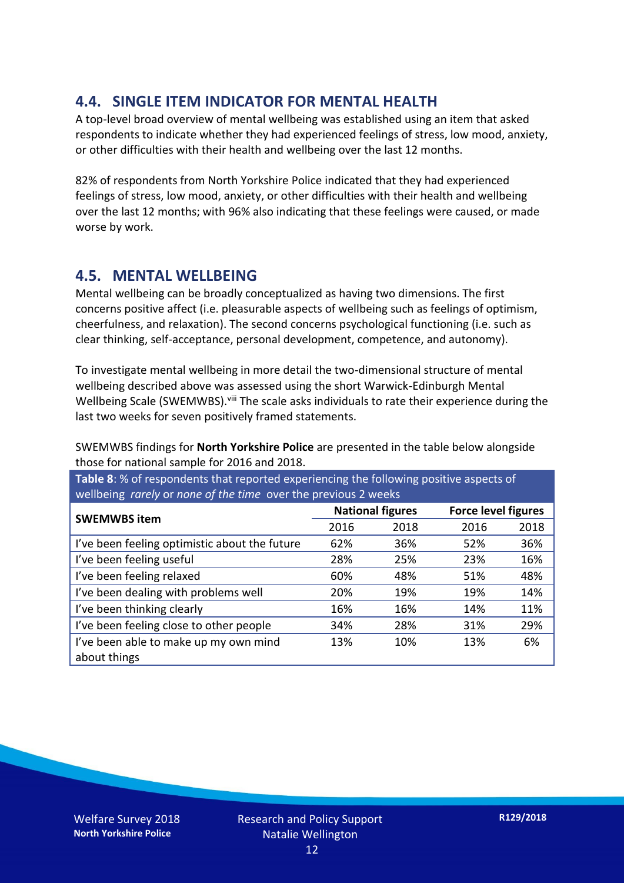## 4.4. SINGLE ITEM INDICATOR FOR MENTAL HEALTH

A top-level broad overview of mental wellbeing was established using an item that asked respondents to indicate whether they had experienced feelings of stress, low mood, anxiety, or other difficulties with their health and wellbeing over the last 12 months.

82% of respondents from North Yorkshire Police indicated that they had experienced feelings of stress, low mood, anxiety, or other difficulties with their health and wellbeing over the last 12 months; with 96% also indicating that these feelings were caused, or made worse by work.

## 4.5. MENTAL WELLBEING

Mental wellbeing can be broadly conceptualized as having two dimensions. The first concerns positive affect (i.e. pleasurable aspects of wellbeing such as feelings of optimism, cheerfulness, and relaxation). The second concerns psychological functioning (i.e. such as clear thinking, self-acceptance, personal development, competence, and autonomy).

To investigate mental wellbeing in more detail the two-dimensional structure of mental wellbeing described above was assessed using the short Warwick-Edinburgh Mental Wellbeing Scale (SWEMWBS).[viii] The scale asks individuals to rate their experience during the last two weeks for seven positively framed statements.

SWEMWBS findings for **North Yorkshire Police** are presented in the table below alongside those for national sample for 2016 and 2018.

**Table 8**: % of respondents that reported experiencing the following positive aspects of wellbeing *rarely* or *none of the time* over the previous 2 weeks

| SWEMWBS item | National figures | | Force level figures | |
|---|---|---|---|---|
| | 2016 | 2018 | 2016 | 2018 |
| I've been feeling optimistic about the future | 62% | 36% | 52% | 36% |
| I've been feeling useful | 28% | 25% | 23% | 16% |
| I've been feeling relaxed | 60% | 48% | 51% | 48% |
| I've been dealing with problems well | 20% | 19% | 19% | 14% |
| I've been thinking clearly | 16% | 16% | 14% | 11% |
| I've been feeling close to other people | 34% | 28% | 31% | 29% |
| I've been able to make up my own mind about things | 13% | 10% | 13% | 6% |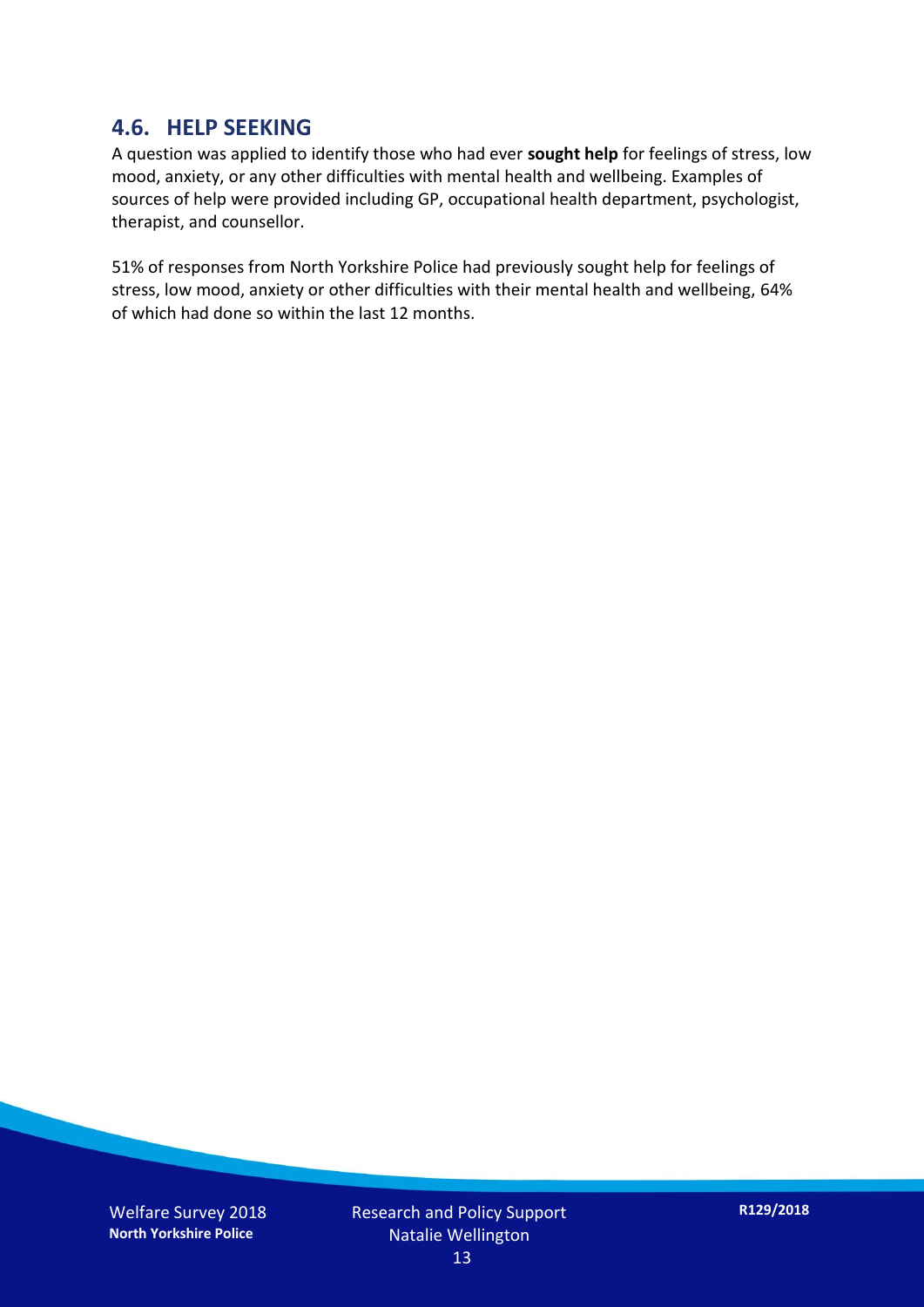## 4.6. HELP SEEKING

A question was applied to identify those who had ever **sought help** for feelings of stress, low mood, anxiety, or any other difficulties with mental health and wellbeing. Examples of sources of help were provided including GP, occupational health department, psychologist, therapist, and counsellor.

51% of responses from North Yorkshire Police had previously sought help for feelings of stress, low mood, anxiety or other difficulties with their mental health and wellbeing, 64% of which had done so within the last 12 months.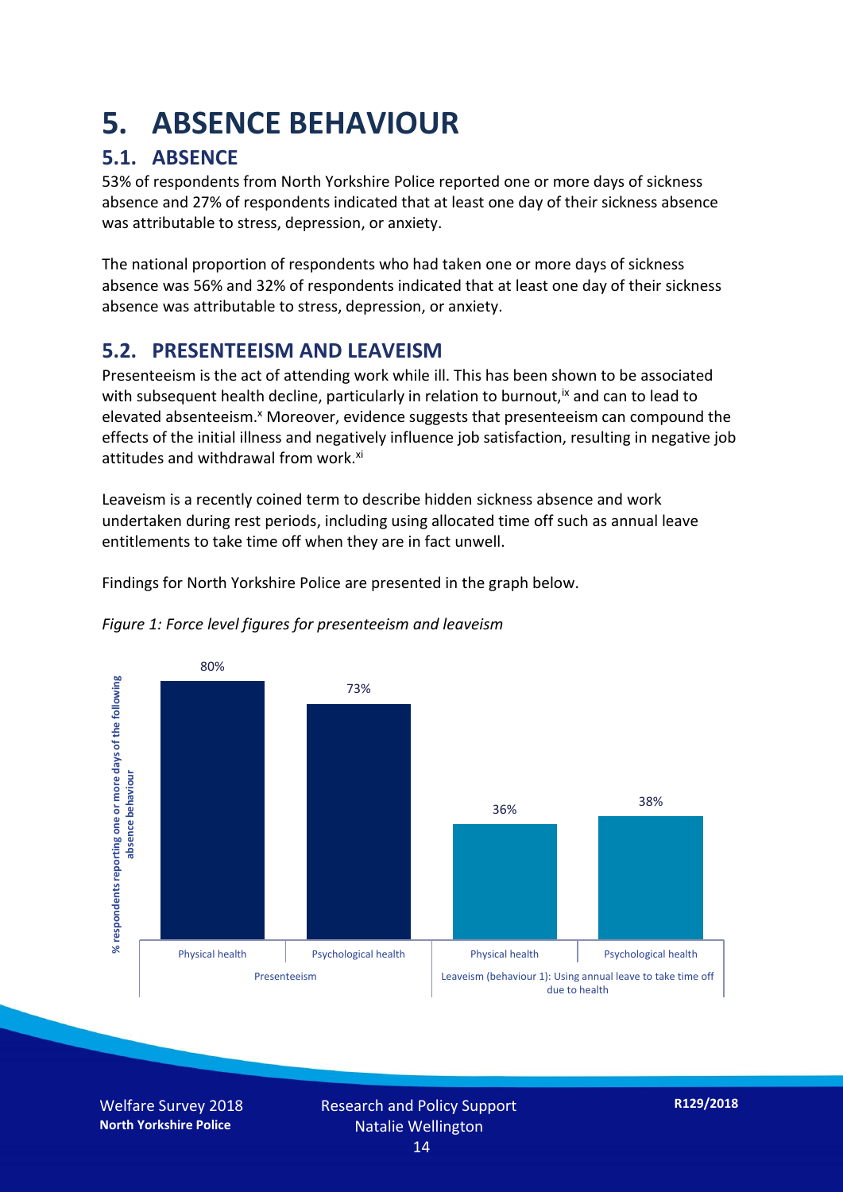# 5. ABSENCE BEHAVIOUR

## 5.1. ABSENCE

53% of respondents from North Yorkshire Police reported one or more days of sickness absence and 27% of respondents indicated that at least one day of their sickness absence was attributable to stress, depression, or anxiety.

The national proportion of respondents who had taken one or more days of sickness absence was 56% and 32% of respondents indicated that at least one day of their sickness absence was attributable to stress, depression, or anxiety.

## 5.2. PRESENTEEISM AND LEAVEISM

Presenteeism is the act of attending work while ill. This has been shown to be associated with subsequent health decline, particularly in relation to burnout,[ix] and can to lead to elevated absenteeism.[x] Moreover, evidence suggests that presenteeism can compound the effects of the initial illness and negatively influence job satisfaction, resulting in negative job attitudes and withdrawal from work.[xi]

Leaveism is a recently coined term to describe hidden sickness absence and work undertaken during rest periods, including using allocated time off such as annual leave entitlements to take time off when they are in fact unwell.

Findings for North Yorkshire Police are presented in the graph below.

*Figure 1: Force level figures for presenteeism and leaveism*

| % respondents reporting one or more days of the following absence behaviour | Physical health | Psychological health |
|---|---|---|
| Presenteeism | 80% | 73% |
| Leaveism (behaviour 1): Using annual leave to take time off due to health | 36% | 38% |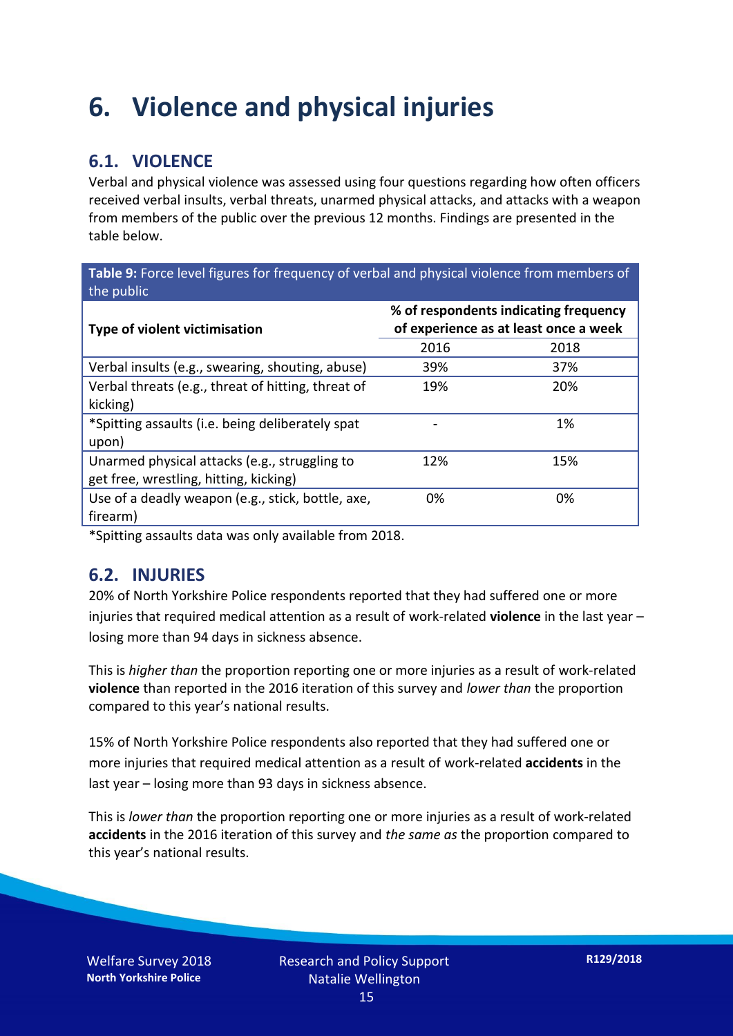# 6. Violence and physical injuries

## 6.1. VIOLENCE

Verbal and physical violence was assessed using four questions regarding how often officers received verbal insults, verbal threats, unarmed physical attacks, and attacks with a weapon from members of the public over the previous 12 months. Findings are presented in the table below.

**Table 9:** Force level figures for frequency of verbal and physical violence from members of the public

| Type of violent victimisation | % of respondents indicating frequency of experience as at least once a week | |
|---|---|---|
| | 2016 | 2018 |
| Verbal insults (e.g., swearing, shouting, abuse) | 39% | 37% |
| Verbal threats (e.g., threat of hitting, threat of kicking) | 19% | 20% |
| *Spitting assaults (i.e. being deliberately spat upon) | - | 1% |
| Unarmed physical attacks (e.g., struggling to get free, wrestling, hitting, kicking) | 12% | 15% |
| Use of a deadly weapon (e.g., stick, bottle, axe, firearm) | 0% | 0% |

*Spitting assaults data was only available from 2018.

## 6.2. INJURIES

20% of North Yorkshire Police respondents reported that they had suffered one or more injuries that required medical attention as a result of work-related **violence** in the last year – losing more than 94 days in sickness absence.

This is *higher than* the proportion reporting one or more injuries as a result of work-related **violence** than reported in the 2016 iteration of this survey and *lower than* the proportion compared to this year's national results.

15% of North Yorkshire Police respondents also reported that they had suffered one or more injuries that required medical attention as a result of work-related **accidents** in the last year – losing more than 93 days in sickness absence.

This is *lower than* the proportion reporting one or more injuries as a result of work-related **accidents** in the 2016 iteration of this survey and *the same as* the proportion compared to this year's national results.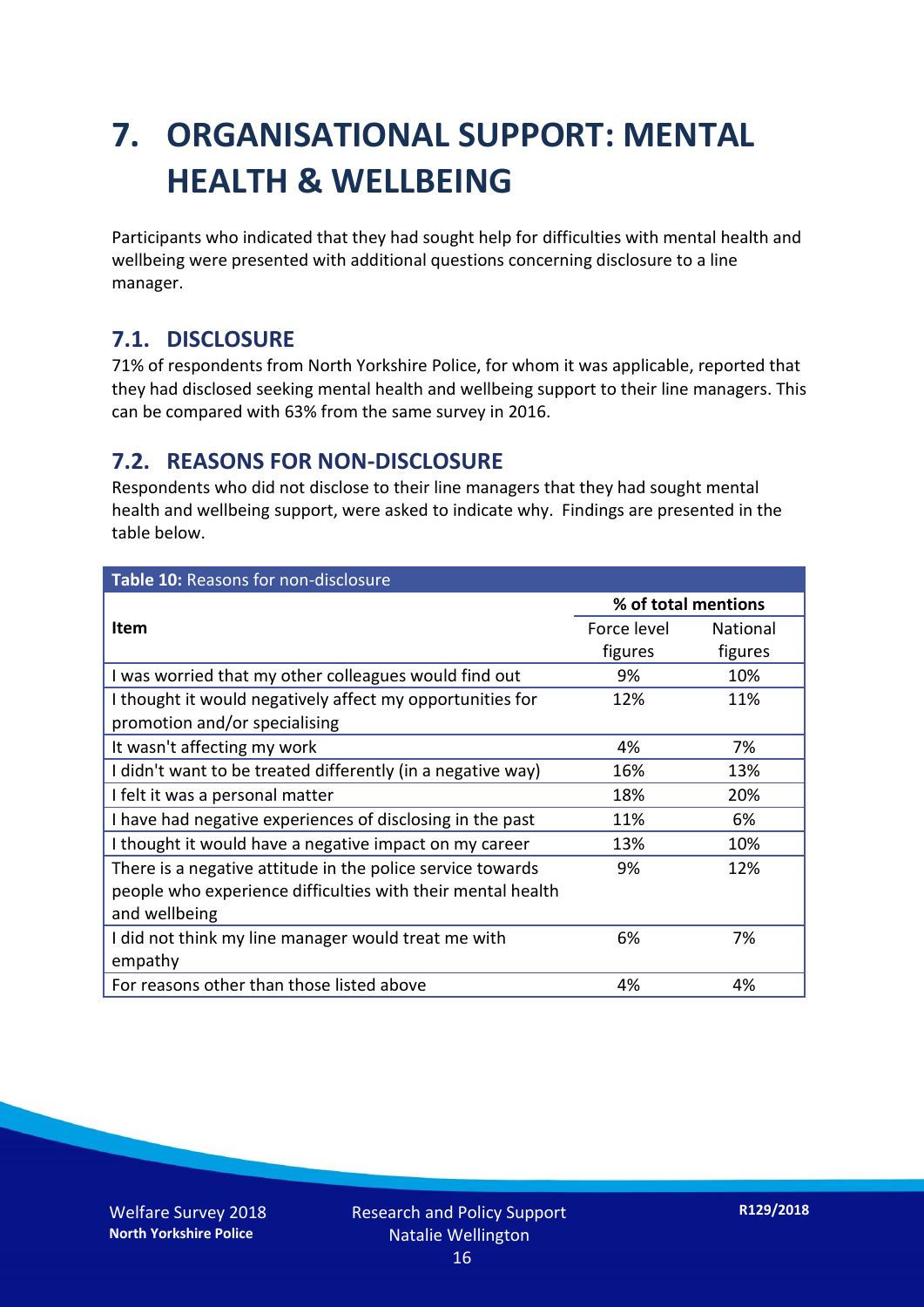# 7. ORGANISATIONAL SUPPORT: MENTAL HEALTH & WELLBEING

Participants who indicated that they had sought help for difficulties with mental health and wellbeing were presented with additional questions concerning disclosure to a line manager.

## 7.1. DISCLOSURE

71% of respondents from North Yorkshire Police, for whom it was applicable, reported that they had disclosed seeking mental health and wellbeing support to their line managers. This can be compared with 63% from the same survey in 2016.

## 7.2. REASONS FOR NON-DISCLOSURE

Respondents who did not disclose to their line managers that they had sought mental health and wellbeing support, were asked to indicate why. Findings are presented in the table below.

**Table 10:** Reasons for non-disclosure

| Item | % of total mentions | |
|---|---|---|
| | Force level figures | National figures |
| I was worried that my other colleagues would find out | 9% | 10% |
| I thought it would negatively affect my opportunities for promotion and/or specialising | 12% | 11% |
| It wasn't affecting my work | 4% | 7% |
| I didn't want to be treated differently (in a negative way) | 16% | 13% |
| I felt it was a personal matter | 18% | 20% |
| I have had negative experiences of disclosing in the past | 11% | 6% |
| I thought it would have a negative impact on my career | 13% | 10% |
| There is a negative attitude in the police service towards people who experience difficulties with their mental health and wellbeing | 9% | 12% |
| I did not think my line manager would treat me with empathy | 6% | 7% |
| For reasons other than those listed above | 4% | 4% |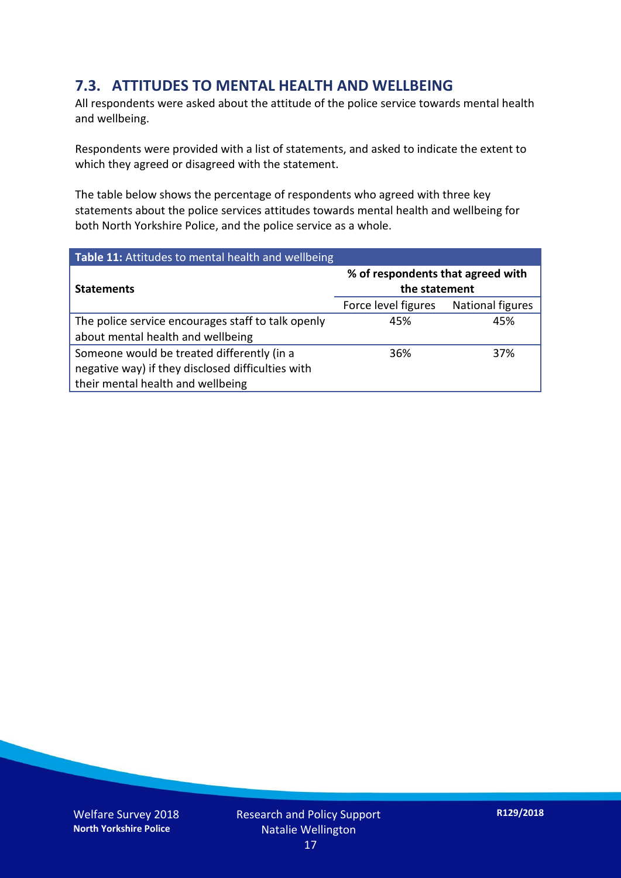## 7.3. ATTITUDES TO MENTAL HEALTH AND WELLBEING

All respondents were asked about the attitude of the police service towards mental health and wellbeing.

Respondents were provided with a list of statements, and asked to indicate the extent to which they agreed or disagreed with the statement.

The table below shows the percentage of respondents who agreed with three key statements about the police services attitudes towards mental health and wellbeing for both North Yorkshire Police, and the police service as a whole.

**Table 11:** Attitudes to mental health and wellbeing

| Statements | % of respondents that agreed with the statement | |
|---|---|---|
| | Force level figures | National figures |
| The police service encourages staff to talk openly about mental health and wellbeing | 45% | 45% |
| Someone would be treated differently (in a negative way) if they disclosed difficulties with their mental health and wellbeing | 36% | 37% |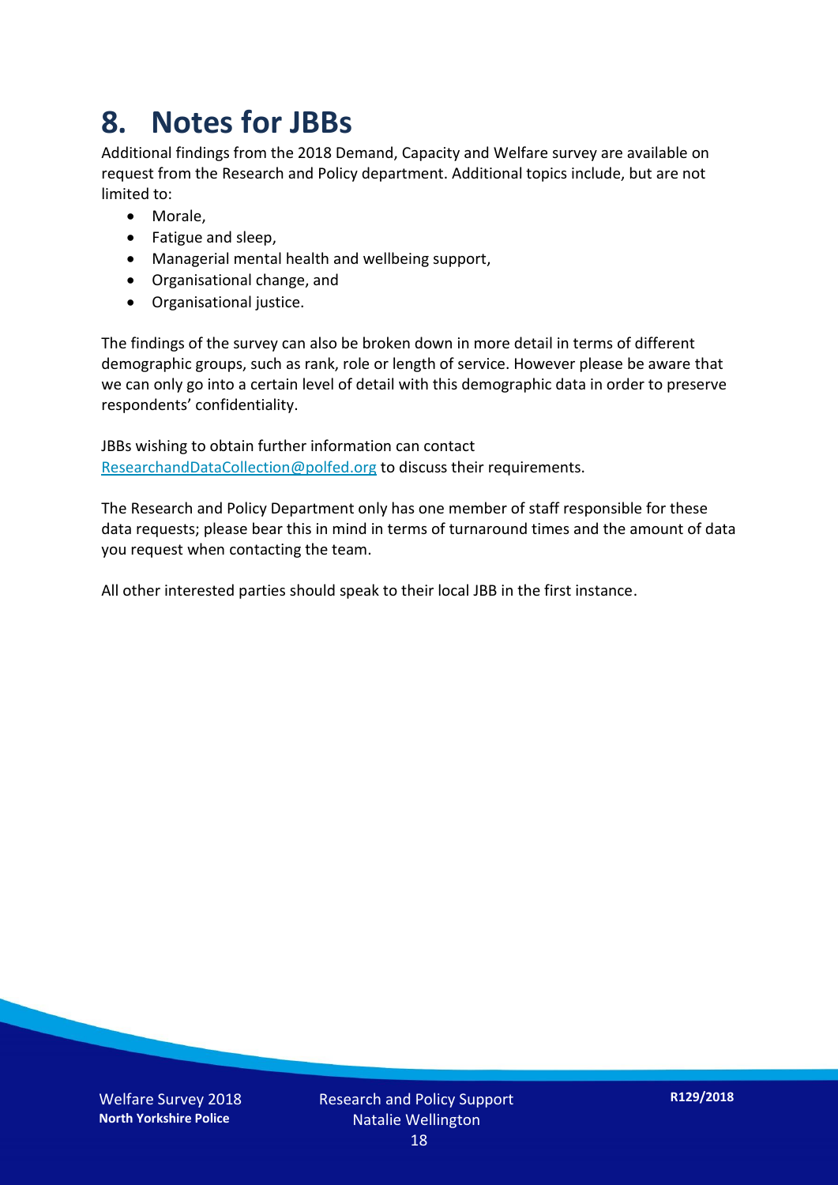# 8. Notes for JBBs

Additional findings from the 2018 Demand, Capacity and Welfare survey are available on request from the Research and Policy department. Additional topics include, but are not limited to:

- Morale,
- Fatigue and sleep,
- Managerial mental health and wellbeing support,
- Organisational change, and
- Organisational justice.

The findings of the survey can also be broken down in more detail in terms of different demographic groups, such as rank, role or length of service. However please be aware that we can only go into a certain level of detail with this demographic data in order to preserve respondents' confidentiality.

JBBs wishing to obtain further information can contact ResearchandDataCollection@polfed.org to discuss their requirements.

The Research and Policy Department only has one member of staff responsible for these data requests; please bear this in mind in terms of turnaround times and the amount of data you request when contacting the team.

All other interested parties should speak to their local JBB in the first instance.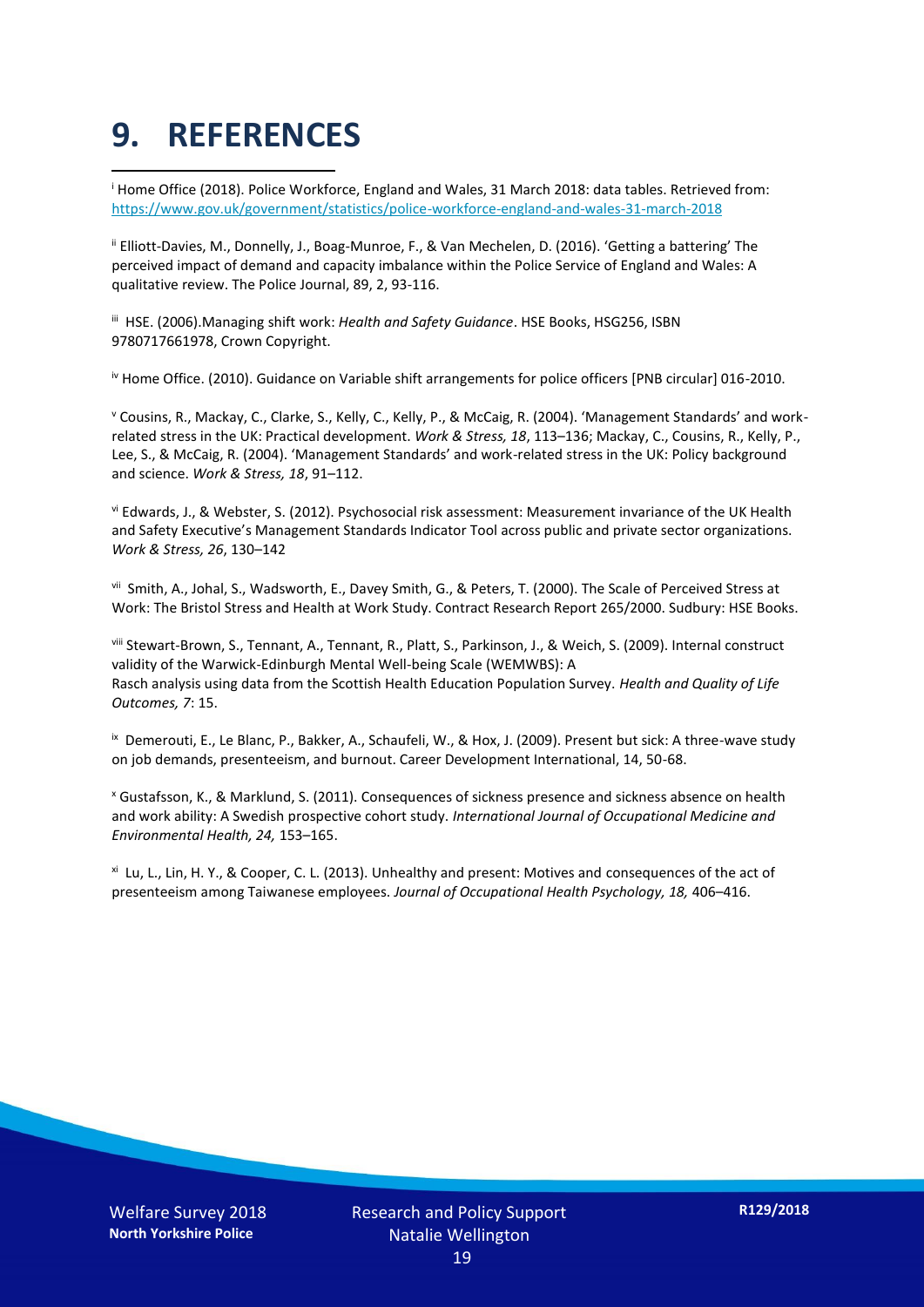# 9. REFERENCES

[i] Home Office (2018). Police Workforce, England and Wales, 31 March 2018: data tables. Retrieved from: https://www.gov.uk/government/statistics/police-workforce-england-and-wales-31-march-2018

[ii] Elliott-Davies, M., Donnelly, J., Boag-Munroe, F., & Van Mechelen, D. (2016). 'Getting a battering' The perceived impact of demand and capacity imbalance within the Police Service of England and Wales: A qualitative review. The Police Journal, 89, 2, 93-116.

[iii] HSE. (2006).Managing shift work: *Health and Safety Guidance*. HSE Books, HSG256, ISBN 9780717661978, Crown Copyright.

[iv] Home Office. (2010). Guidance on Variable shift arrangements for police officers [PNB circular] 016-2010.

[v] Cousins, R., Mackay, C., Clarke, S., Kelly, C., Kelly, P., & McCaig, R. (2004). 'Management Standards' and work-related stress in the UK: Practical development. *Work & Stress, 18*, 113–136; Mackay, C., Cousins, R., Kelly, P., Lee, S., & McCaig, R. (2004). 'Management Standards' and work-related stress in the UK: Policy background and science. *Work & Stress, 18*, 91–112.

[vi] Edwards, J., & Webster, S. (2012). Psychosocial risk assessment: Measurement invariance of the UK Health and Safety Executive's Management Standards Indicator Tool across public and private sector organizations. *Work & Stress, 26*, 130–142

[vii] Smith, A., Johal, S., Wadsworth, E., Davey Smith, G., & Peters, T. (2000). The Scale of Perceived Stress at Work: The Bristol Stress and Health at Work Study. Contract Research Report 265/2000. Sudbury: HSE Books.

[viii] Stewart-Brown, S., Tennant, A., Tennant, R., Platt, S., Parkinson, J., & Weich, S. (2009). Internal construct validity of the Warwick-Edinburgh Mental Well-being Scale (WEMWBS): A Rasch analysis using data from the Scottish Health Education Population Survey. *Health and Quality of Life Outcomes, 7*: 15.

[ix] Demerouti, E., Le Blanc, P., Bakker, A., Schaufeli, W., & Hox, J. (2009). Present but sick: A three-wave study on job demands, presenteeism, and burnout. Career Development International, 14, 50-68.

[x] Gustafsson, K., & Marklund, S. (2011). Consequences of sickness presence and sickness absence on health and work ability: A Swedish prospective cohort study. *International Journal of Occupational Medicine and Environmental Health, 24,* 153–165.

[xi] Lu, L., Lin, H. Y., & Cooper, C. L. (2013). Unhealthy and present: Motives and consequences of the act of presenteeism among Taiwanese employees. *Journal of Occupational Health Psychology, 18,* 406–416.